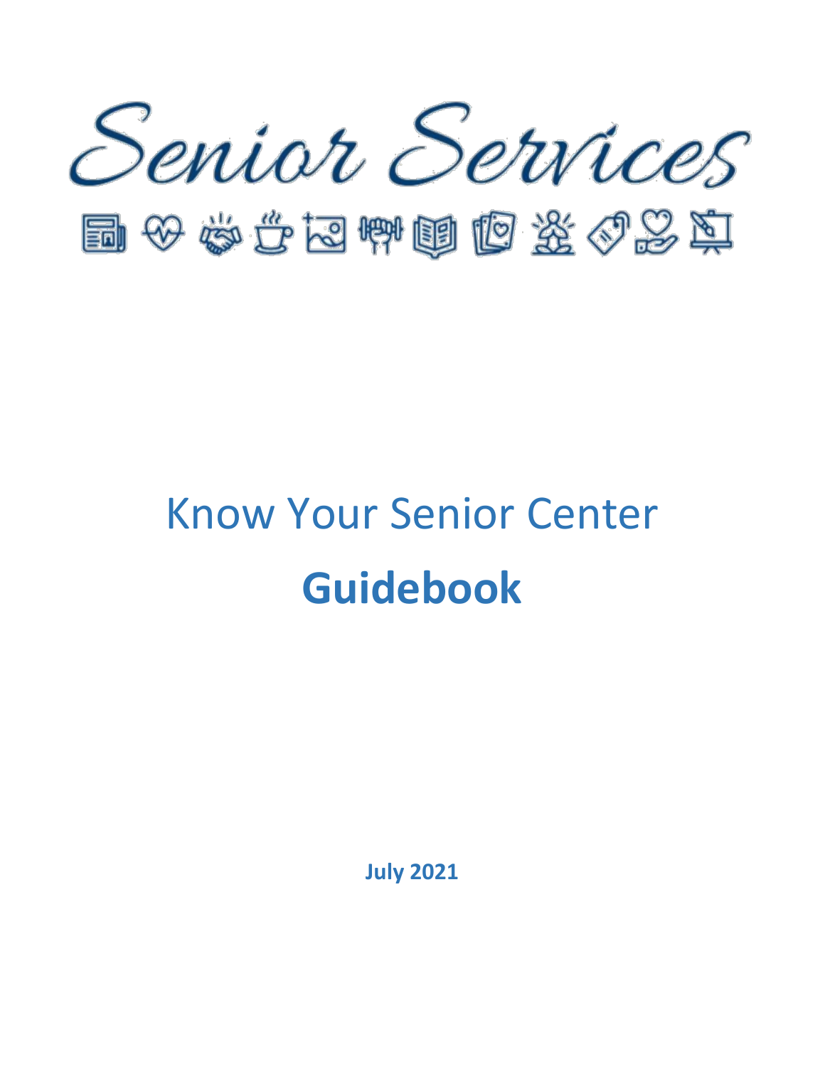# Senior Services

# Know Your Senior Center

# Guidebook

**July 2021**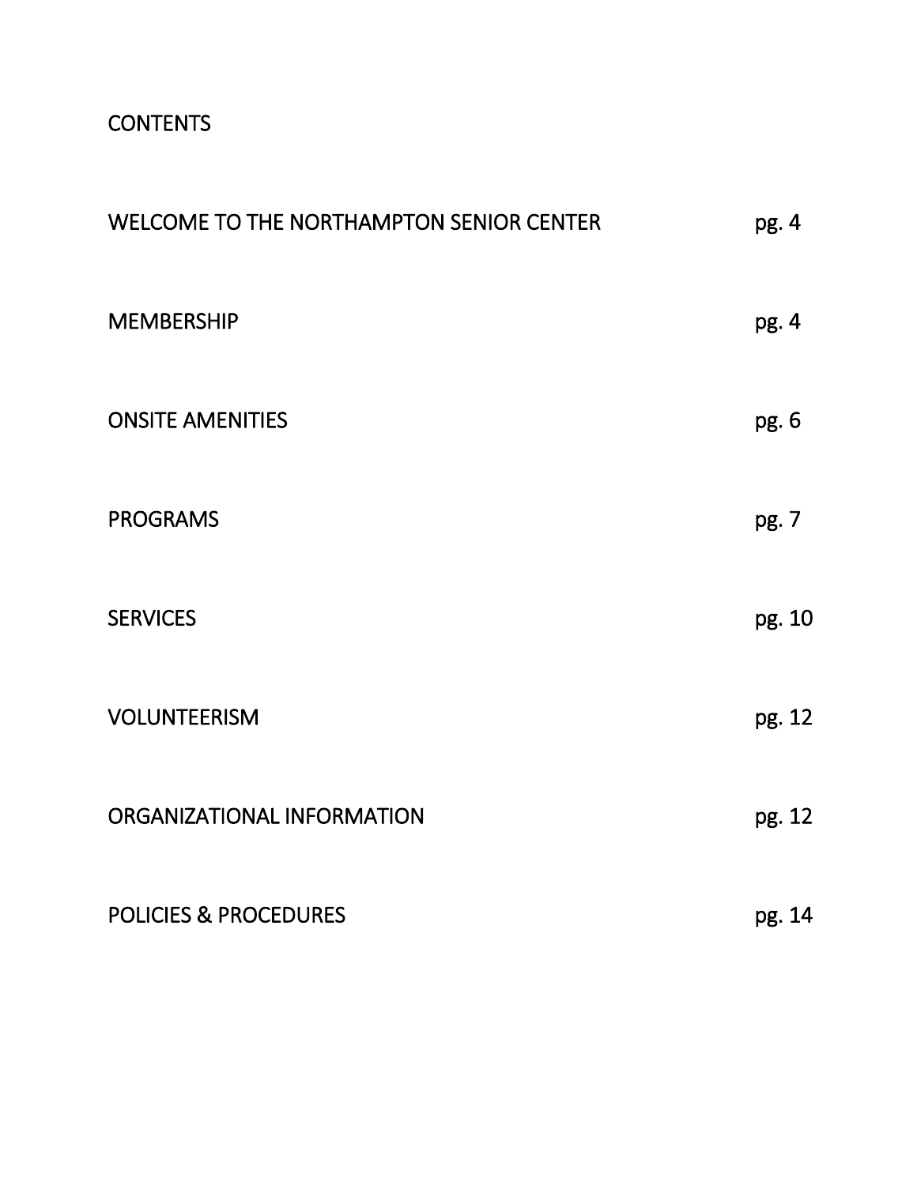# CONTENTS

| | |
|---|---|
| WELCOME TO THE NORTHAMPTON SENIOR CENTER | pg. 4 |
| MEMBERSHIP | pg. 4 |
| ONSITE AMENITIES | pg. 6 |
| PROGRAMS | pg. 7 |
| SERVICES | pg. 10 |
| VOLUNTEERISM | pg. 12 |
| ORGANIZATIONAL INFORMATION | pg. 12 |
| POLICIES & PROCEDURES | pg. 14 |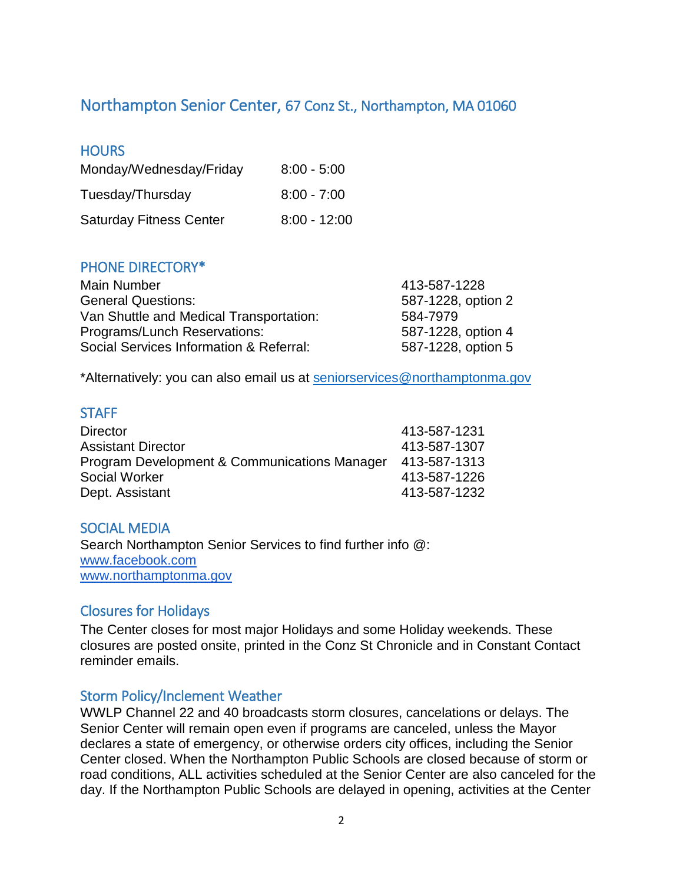# Northampton Senior Center, 67 Conz St., Northampton, MA 01060

## HOURS

| | |
|---|---|
| Monday/Wednesday/Friday | 8:00 - 5:00 |
| Tuesday/Thursday | 8:00 - 7:00 |
| Saturday Fitness Center | 8:00 - 12:00 |

## PHONE DIRECTORY*

| | |
|---|---|
| Main Number | 413-587-1228 |
| General Questions: | 587-1228, option 2 |
| Van Shuttle and Medical Transportation: | 584-7979 |
| Programs/Lunch Reservations: | 587-1228, option 4 |
| Social Services Information & Referral: | 587-1228, option 5 |

*Alternatively: you can also email us at seniorservices@northamptonma.gov

## STAFF

| | |
|---|---|
| Director | 413-587-1231 |
| Assistant Director | 413-587-1307 |
| Program Development & Communications Manager | 413-587-1313 |
| Social Worker | 413-587-1226 |
| Dept. Assistant | 413-587-1232 |

## SOCIAL MEDIA

Search Northampton Senior Services to find further info @:
www.facebook.com
www.northamptonma.gov

## Closures for Holidays

The Center closes for most major Holidays and some Holiday weekends. These closures are posted onsite, printed in the Conz St Chronicle and in Constant Contact reminder emails.

## Storm Policy/Inclement Weather

WWLP Channel 22 and 40 broadcasts storm closures, cancelations or delays. The Senior Center will remain open even if programs are canceled, unless the Mayor declares a state of emergency, or otherwise orders city offices, including the Senior Center closed. When the Northampton Public Schools are closed because of storm or road conditions, ALL activities scheduled at the Senior Center are also canceled for the day. If the Northampton Public Schools are delayed in opening, activities at the Center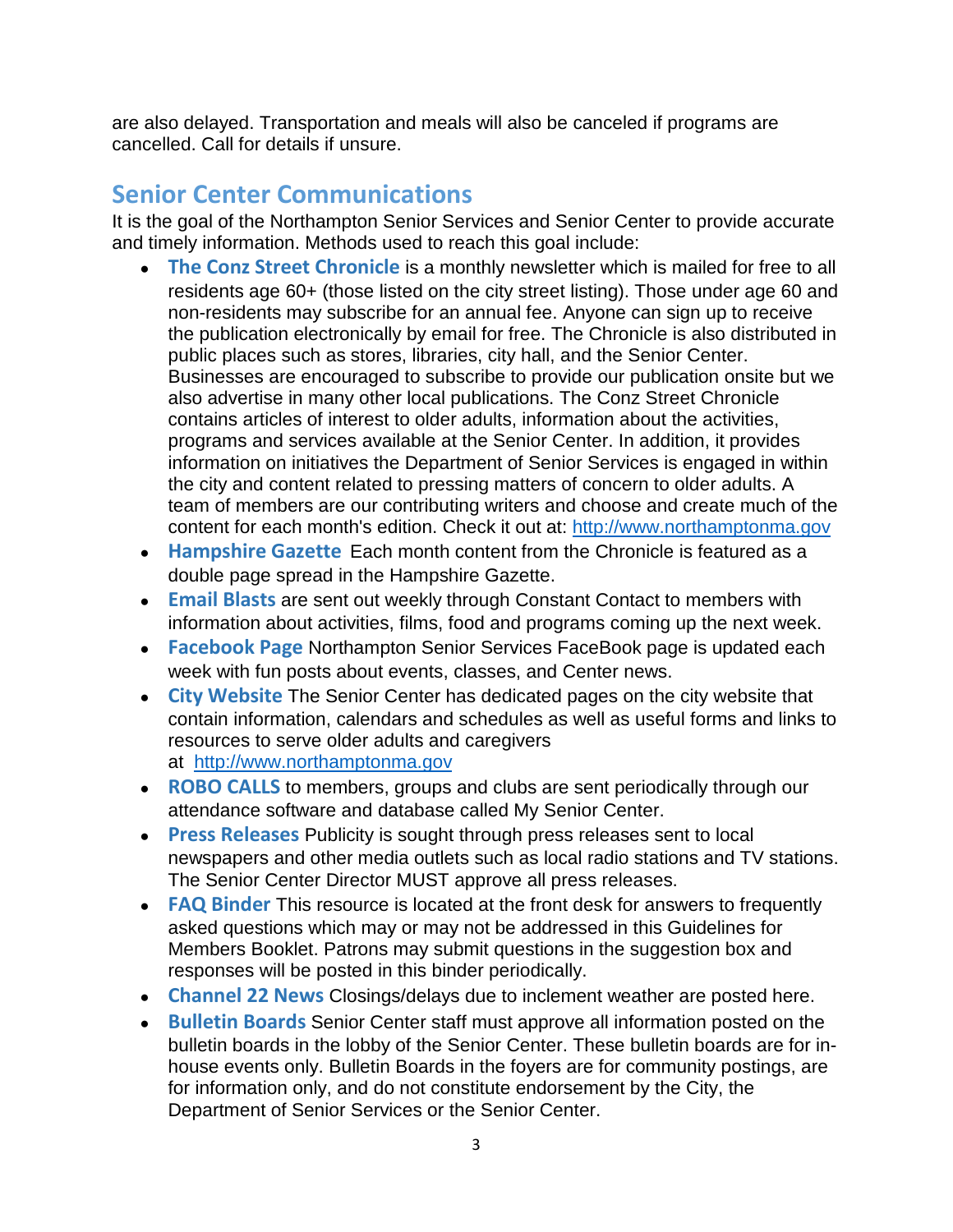are also delayed. Transportation and meals will also be canceled if programs are cancelled. Call for details if unsure.

## Senior Center Communications

It is the goal of the Northampton Senior Services and Senior Center to provide accurate and timely information. Methods used to reach this goal include:

- **The Conz Street Chronicle** is a monthly newsletter which is mailed for free to all residents age 60+ (those listed on the city street listing). Those under age 60 and non-residents may subscribe for an annual fee. Anyone can sign up to receive the publication electronically by email for free. The Chronicle is also distributed in public places such as stores, libraries, city hall, and the Senior Center. Businesses are encouraged to subscribe to provide our publication onsite but we also advertise in many other local publications. The Conz Street Chronicle contains articles of interest to older adults, information about the activities, programs and services available at the Senior Center. In addition, it provides information on initiatives the Department of Senior Services is engaged in within the city and content related to pressing matters of concern to older adults. A team of members are our contributing writers and choose and create much of the content for each month's edition. Check it out at: [http://www.northamptonma.gov](http://www.northamptonma.gov)
- **Hampshire Gazette** Each month content from the Chronicle is featured as a double page spread in the Hampshire Gazette.
- **Email Blasts** are sent out weekly through Constant Contact to members with information about activities, films, food and programs coming up the next week.
- **Facebook Page** Northampton Senior Services FaceBook page is updated each week with fun posts about events, classes, and Center news.
- **City Website** The Senior Center has dedicated pages on the city website that contain information, calendars and schedules as well as useful forms and links to resources to serve older adults and caregivers at [http://www.northamptonma.gov](http://www.northamptonma.gov)
- **ROBO CALLS** to members, groups and clubs are sent periodically through our attendance software and database called My Senior Center.
- **Press Releases** Publicity is sought through press releases sent to local newspapers and other media outlets such as local radio stations and TV stations. The Senior Center Director MUST approve all press releases.
- **FAQ Binder** This resource is located at the front desk for answers to frequently asked questions which may or may not be addressed in this Guidelines for Members Booklet. Patrons may submit questions in the suggestion box and responses will be posted in this binder periodically.
- **Channel 22 News** Closings/delays due to inclement weather are posted here.
- **Bulletin Boards** Senior Center staff must approve all information posted on the bulletin boards in the lobby of the Senior Center. These bulletin boards are for in-house events only. Bulletin Boards in the foyers are for community postings, are for information only, and do not constitute endorsement by the City, the Department of Senior Services or the Senior Center.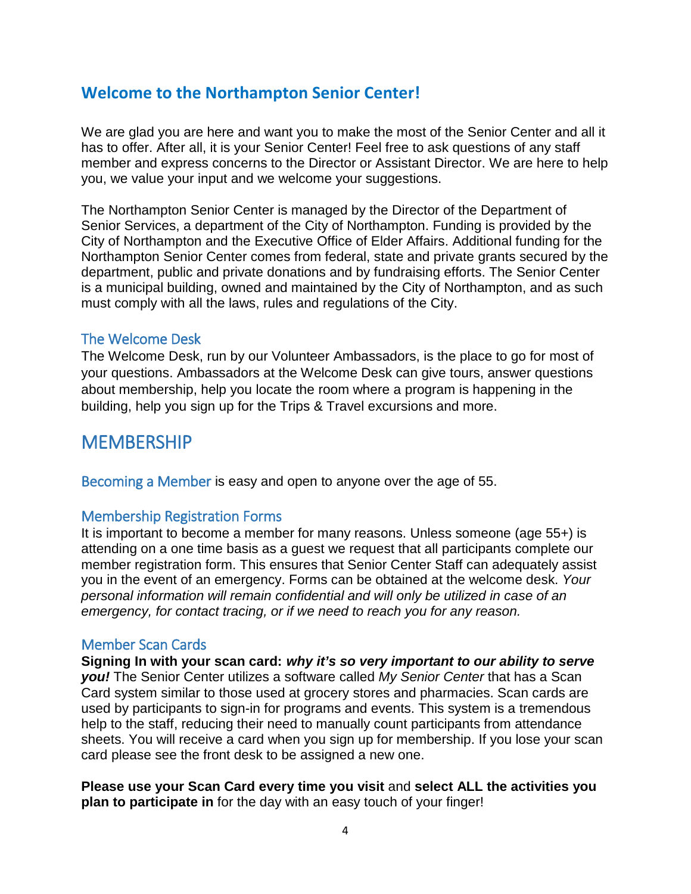## Welcome to the Northampton Senior Center!

We are glad you are here and want you to make the most of the Senior Center and all it has to offer. After all, it is your Senior Center! Feel free to ask questions of any staff member and express concerns to the Director or Assistant Director. We are here to help you, we value your input and we welcome your suggestions.

The Northampton Senior Center is managed by the Director of the Department of Senior Services, a department of the City of Northampton. Funding is provided by the City of Northampton and the Executive Office of Elder Affairs. Additional funding for the Northampton Senior Center comes from federal, state and private grants secured by the department, public and private donations and by fundraising efforts. The Senior Center is a municipal building, owned and maintained by the City of Northampton, and as such must comply with all the laws, rules and regulations of the City.

### The Welcome Desk

The Welcome Desk, run by our Volunteer Ambassadors, is the place to go for most of your questions. Ambassadors at the Welcome Desk can give tours, answer questions about membership, help you locate the room where a program is happening in the building, help you sign up for the Trips & Travel excursions and more.

# MEMBERSHIP

Becoming a Member is easy and open to anyone over the age of 55.

### Membership Registration Forms

It is important to become a member for many reasons. Unless someone (age 55+) is attending on a one time basis as a guest we request that all participants complete our member registration form. This ensures that Senior Center Staff can adequately assist you in the event of an emergency. Forms can be obtained at the welcome desk. *Your personal information will remain confidential and will only be utilized in case of an emergency, for contact tracing, or if we need to reach you for any reason.*

### Member Scan Cards

**Signing In with your scan card:** ***why it's so very important to our ability to serve you!*** The Senior Center utilizes a software called *My Senior Center* that has a Scan Card system similar to those used at grocery stores and pharmacies. Scan cards are used by participants to sign-in for programs and events. This system is a tremendous help to the staff, reducing their need to manually count participants from attendance sheets. You will receive a card when you sign up for membership. If you lose your scan card please see the front desk to be assigned a new one.

**Please use your Scan Card every time you visit** and **select ALL the activities you plan to participate in** for the day with an easy touch of your finger!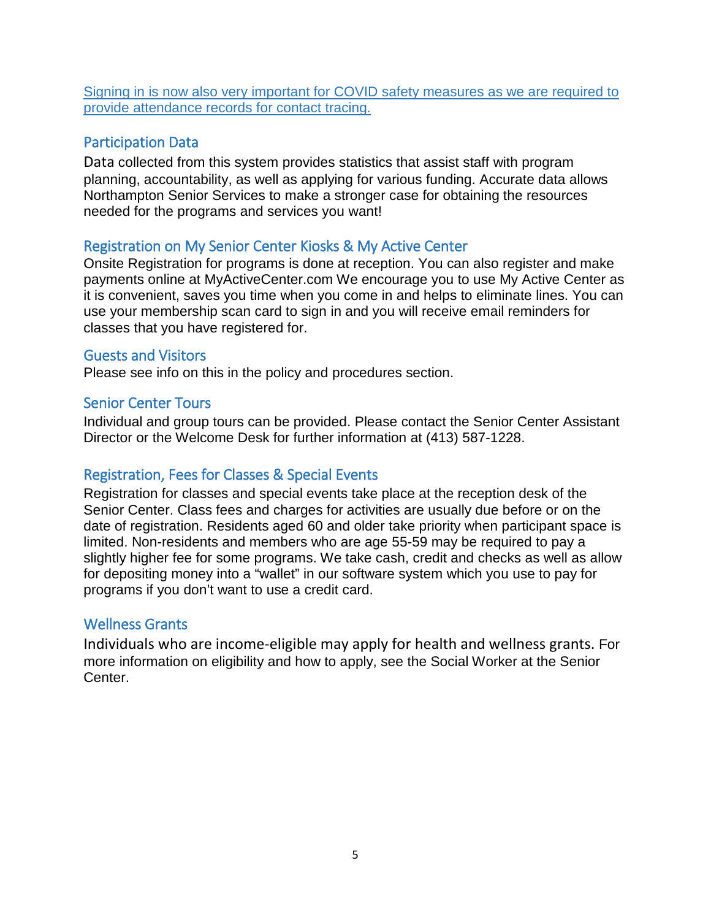Signing in is now also very important for COVID safety measures as we are required to provide attendance records for contact tracing.

## Participation Data

Data collected from this system provides statistics that assist staff with program planning, accountability, as well as applying for various funding. Accurate data allows Northampton Senior Services to make a stronger case for obtaining the resources needed for the programs and services you want!

## Registration on My Senior Center Kiosks & My Active Center

Onsite Registration for programs is done at reception. You can also register and make payments online at MyActiveCenter.com We encourage you to use My Active Center as it is convenient, saves you time when you come in and helps to eliminate lines. You can use your membership scan card to sign in and you will receive email reminders for classes that you have registered for.

## Guests and Visitors

Please see info on this in the policy and procedures section.

## Senior Center Tours

Individual and group tours can be provided. Please contact the Senior Center Assistant Director or the Welcome Desk for further information at (413) 587-1228.

## Registration, Fees for Classes & Special Events

Registration for classes and special events take place at the reception desk of the Senior Center. Class fees and charges for activities are usually due before or on the date of registration. Residents aged 60 and older take priority when participant space is limited. Non-residents and members who are age 55-59 may be required to pay a slightly higher fee for some programs. We take cash, credit and checks as well as allow for depositing money into a "wallet" in our software system which you use to pay for programs if you don't want to use a credit card.

## Wellness Grants

Individuals who are income-eligible may apply for health and wellness grants. For more information on eligibility and how to apply, see the Social Worker at the Senior Center.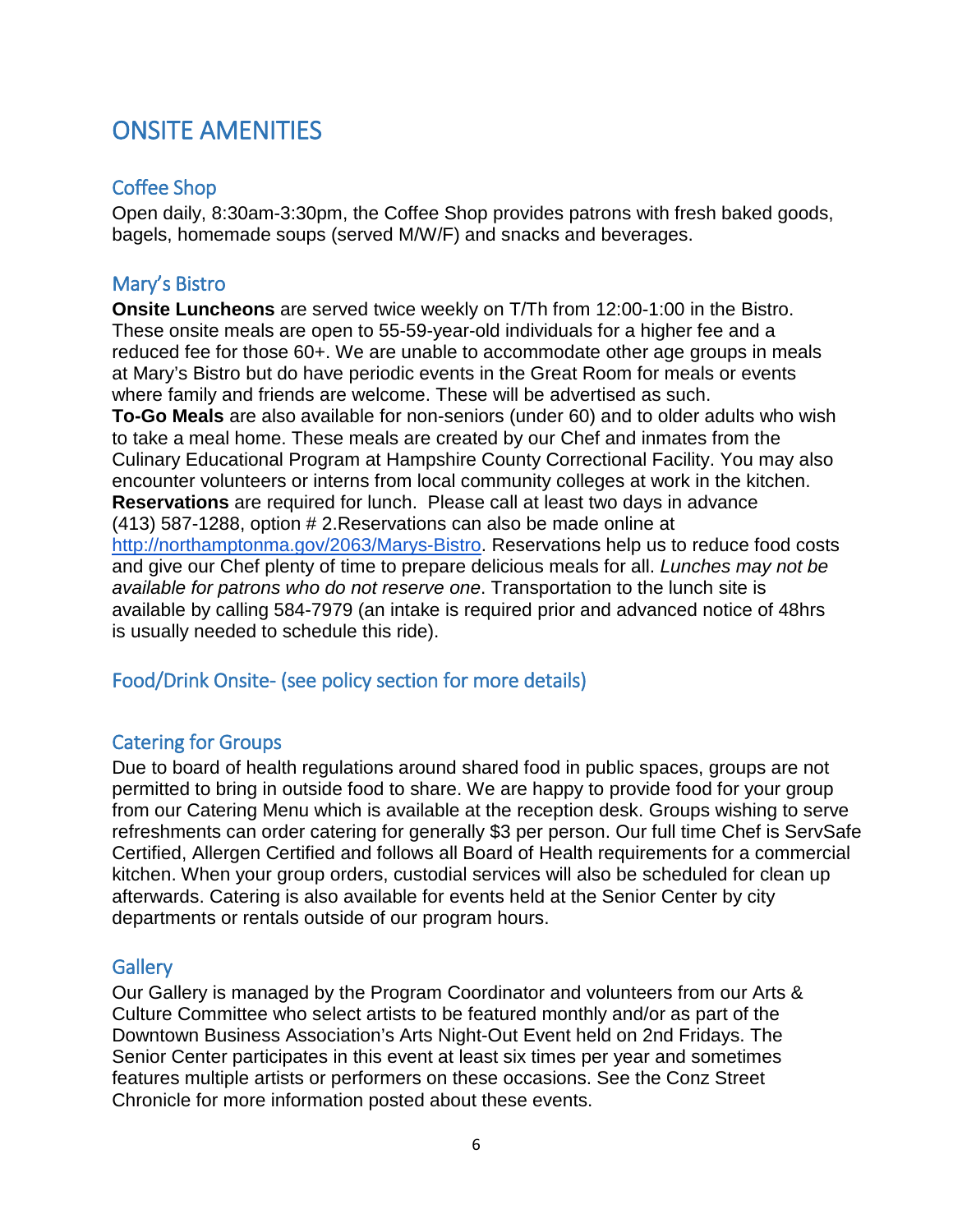# ONSITE AMENITIES

## Coffee Shop

Open daily, 8:30am-3:30pm, the Coffee Shop provides patrons with fresh baked goods, bagels, homemade soups (served M/W/F) and snacks and beverages.

## Mary's Bistro

**Onsite Luncheons** are served twice weekly on T/Th from 12:00-1:00 in the Bistro. These onsite meals are open to 55-59-year-old individuals for a higher fee and a reduced fee for those 60+. We are unable to accommodate other age groups in meals at Mary's Bistro but do have periodic events in the Great Room for meals or events where family and friends are welcome. These will be advertised as such.

**To-Go Meals** are also available for non-seniors (under 60) and to older adults who wish to take a meal home. These meals are created by our Chef and inmates from the Culinary Educational Program at Hampshire County Correctional Facility. You may also encounter volunteers or interns from local community colleges at work in the kitchen.

**Reservations** are required for lunch. Please call at least two days in advance (413) 587-1288, option # 2.Reservations can also be made online at http://northamptonma.gov/2063/Marys-Bistro. Reservations help us to reduce food costs and give our Chef plenty of time to prepare delicious meals for all. *Lunches may not be available for patrons who do not reserve one*. Transportation to the lunch site is available by calling 584-7979 (an intake is required prior and advanced notice of 48hrs is usually needed to schedule this ride).

## Food/Drink Onsite- (see policy section for more details)

## Catering for Groups

Due to board of health regulations around shared food in public spaces, groups are not permitted to bring in outside food to share. We are happy to provide food for your group from our Catering Menu which is available at the reception desk. Groups wishing to serve refreshments can order catering for generally $3 per person. Our full time Chef is ServSafe Certified, Allergen Certified and follows all Board of Health requirements for a commercial kitchen. When your group orders, custodial services will also be scheduled for clean up afterwards. Catering is also available for events held at the Senior Center by city departments or rentals outside of our program hours.

## Gallery

Our Gallery is managed by the Program Coordinator and volunteers from our Arts & Culture Committee who select artists to be featured monthly and/or as part of the Downtown Business Association's Arts Night-Out Event held on 2nd Fridays. The Senior Center participates in this event at least six times per year and sometimes features multiple artists or performers on these occasions. See the Conz Street Chronicle for more information posted about these events.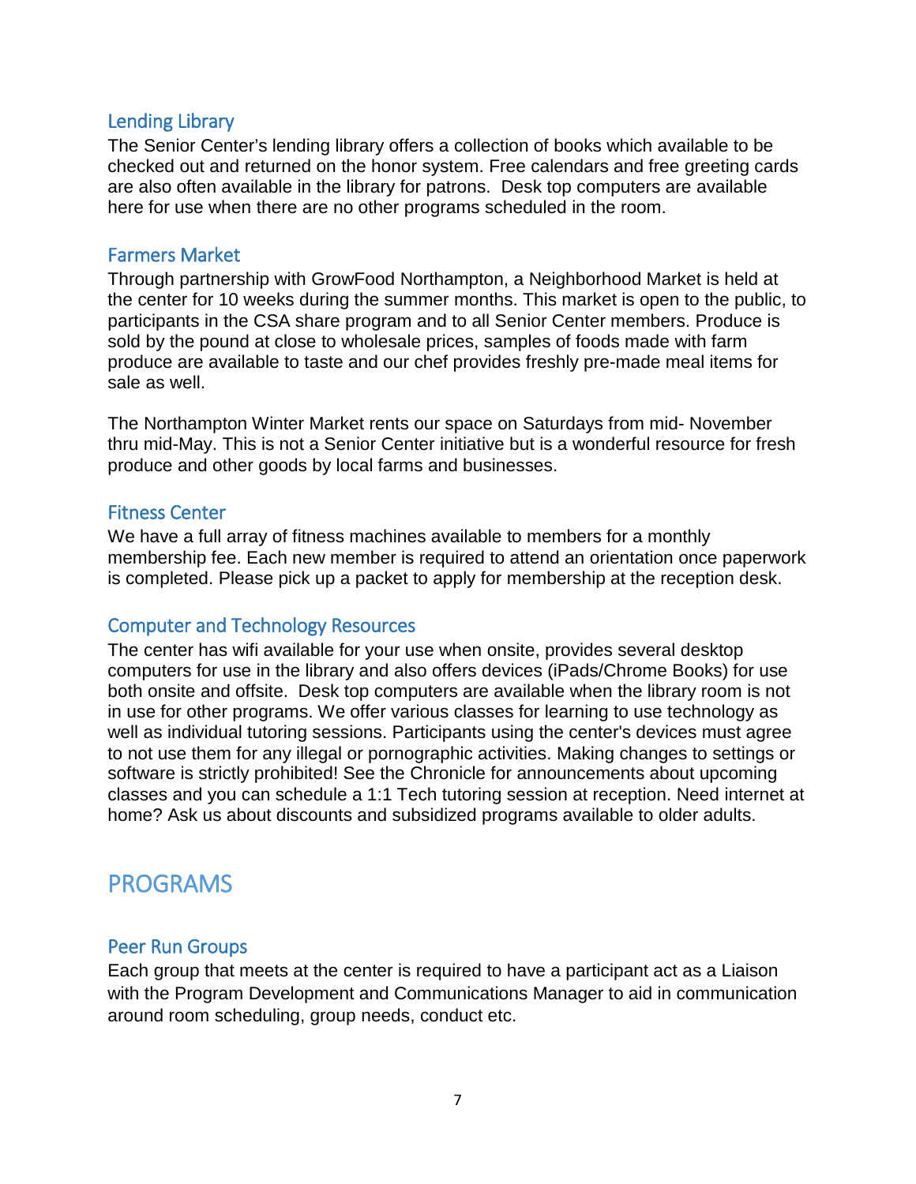### Lending Library

The Senior Center's lending library offers a collection of books which available to be checked out and returned on the honor system. Free calendars and free greeting cards are also often available in the library for patrons. Desk top computers are available here for use when there are no other programs scheduled in the room.

### Farmers Market

Through partnership with GrowFood Northampton, a Neighborhood Market is held at the center for 10 weeks during the summer months. This market is open to the public, to participants in the CSA share program and to all Senior Center members. Produce is sold by the pound at close to wholesale prices, samples of foods made with farm produce are available to taste and our chef provides freshly pre-made meal items for sale as well.

The Northampton Winter Market rents our space on Saturdays from mid- November thru mid-May. This is not a Senior Center initiative but is a wonderful resource for fresh produce and other goods by local farms and businesses.

### Fitness Center

We have a full array of fitness machines available to members for a monthly membership fee. Each new member is required to attend an orientation once paperwork is completed. Please pick up a packet to apply for membership at the reception desk.

### Computer and Technology Resources

The center has wifi available for your use when onsite, provides several desktop computers for use in the library and also offers devices (iPads/Chrome Books) for use both onsite and offsite. Desk top computers are available when the library room is not in use for other programs. We offer various classes for learning to use technology as well as individual tutoring sessions. Participants using the center's devices must agree to not use them for any illegal or pornographic activities. Making changes to settings or software is strictly prohibited! See the Chronicle for announcements about upcoming classes and you can schedule a 1:1 Tech tutoring session at reception. Need internet at home? Ask us about discounts and subsidized programs available to older adults.

## PROGRAMS

### Peer Run Groups

Each group that meets at the center is required to have a participant act as a Liaison with the Program Development and Communications Manager to aid in communication around room scheduling, group needs, conduct etc.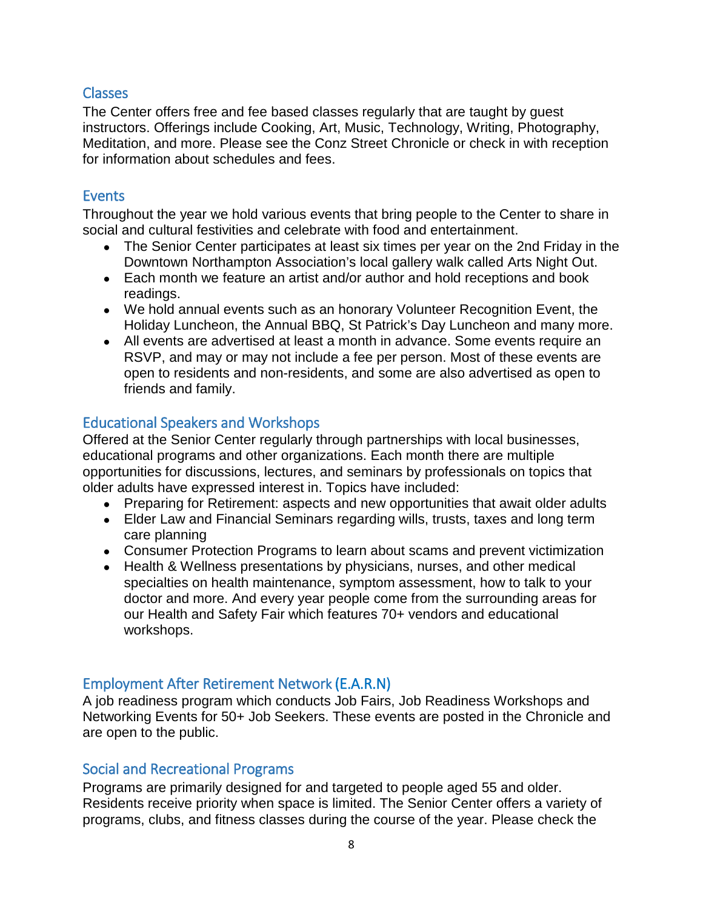## Classes

The Center offers free and fee based classes regularly that are taught by guest instructors. Offerings include Cooking, Art, Music, Technology, Writing, Photography, Meditation, and more. Please see the Conz Street Chronicle or check in with reception for information about schedules and fees.

## Events

Throughout the year we hold various events that bring people to the Center to share in social and cultural festivities and celebrate with food and entertainment.

- The Senior Center participates at least six times per year on the 2nd Friday in the Downtown Northampton Association's local gallery walk called Arts Night Out.
- Each month we feature an artist and/or author and hold receptions and book readings.
- We hold annual events such as an honorary Volunteer Recognition Event, the Holiday Luncheon, the Annual BBQ, St Patrick's Day Luncheon and many more.
- All events are advertised at least a month in advance. Some events require an RSVP, and may or may not include a fee per person. Most of these events are open to residents and non-residents, and some are also advertised as open to friends and family.

## Educational Speakers and Workshops

Offered at the Senior Center regularly through partnerships with local businesses, educational programs and other organizations. Each month there are multiple opportunities for discussions, lectures, and seminars by professionals on topics that older adults have expressed interest in. Topics have included:

- Preparing for Retirement: aspects and new opportunities that await older adults
- Elder Law and Financial Seminars regarding wills, trusts, taxes and long term care planning
- Consumer Protection Programs to learn about scams and prevent victimization
- Health & Wellness presentations by physicians, nurses, and other medical specialties on health maintenance, symptom assessment, how to talk to your doctor and more. And every year people come from the surrounding areas for our Health and Safety Fair which features 70+ vendors and educational workshops.

## Employment After Retirement Network (E.A.R.N)

A job readiness program which conducts Job Fairs, Job Readiness Workshops and Networking Events for 50+ Job Seekers. These events are posted in the Chronicle and are open to the public.

## Social and Recreational Programs

Programs are primarily designed for and targeted to people aged 55 and older. Residents receive priority when space is limited. The Senior Center offers a variety of programs, clubs, and fitness classes during the course of the year. Please check the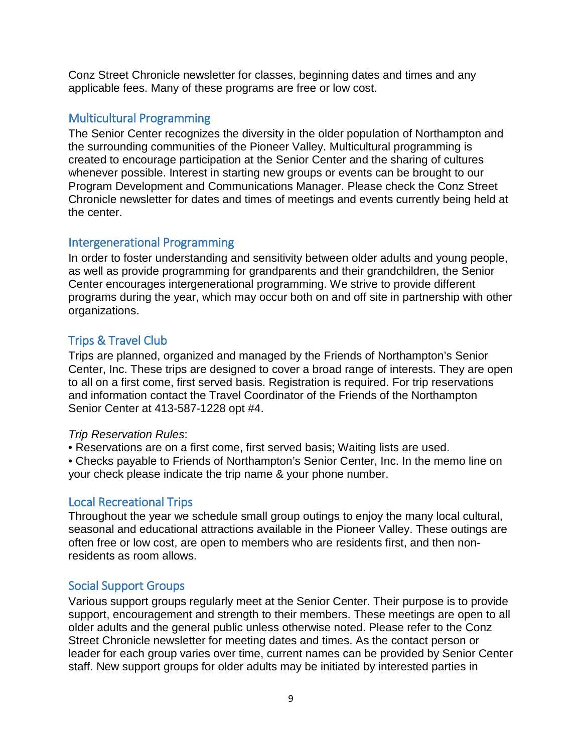Conz Street Chronicle newsletter for classes, beginning dates and times and any applicable fees. Many of these programs are free or low cost.

## Multicultural Programming

The Senior Center recognizes the diversity in the older population of Northampton and the surrounding communities of the Pioneer Valley. Multicultural programming is created to encourage participation at the Senior Center and the sharing of cultures whenever possible. Interest in starting new groups or events can be brought to our Program Development and Communications Manager. Please check the Conz Street Chronicle newsletter for dates and times of meetings and events currently being held at the center.

## Intergenerational Programming

In order to foster understanding and sensitivity between older adults and young people, as well as provide programming for grandparents and their grandchildren, the Senior Center encourages intergenerational programming. We strive to provide different programs during the year, which may occur both on and off site in partnership with other organizations.

## Trips & Travel Club

Trips are planned, organized and managed by the Friends of Northampton's Senior Center, Inc. These trips are designed to cover a broad range of interests. They are open to all on a first come, first served basis. Registration is required. For trip reservations and information contact the Travel Coordinator of the Friends of the Northampton Senior Center at 413-587-1228 opt #4.

*Trip Reservation Rules*:

- Reservations are on a first come, first served basis; Waiting lists are used.
- Checks payable to Friends of Northampton's Senior Center, Inc. In the memo line on your check please indicate the trip name & your phone number.

## Local Recreational Trips

Throughout the year we schedule small group outings to enjoy the many local cultural, seasonal and educational attractions available in the Pioneer Valley. These outings are often free or low cost, are open to members who are residents first, and then non-residents as room allows.

## Social Support Groups

Various support groups regularly meet at the Senior Center. Their purpose is to provide support, encouragement and strength to their members. These meetings are open to all older adults and the general public unless otherwise noted. Please refer to the Conz Street Chronicle newsletter for meeting dates and times. As the contact person or leader for each group varies over time, current names can be provided by Senior Center staff. New support groups for older adults may be initiated by interested parties in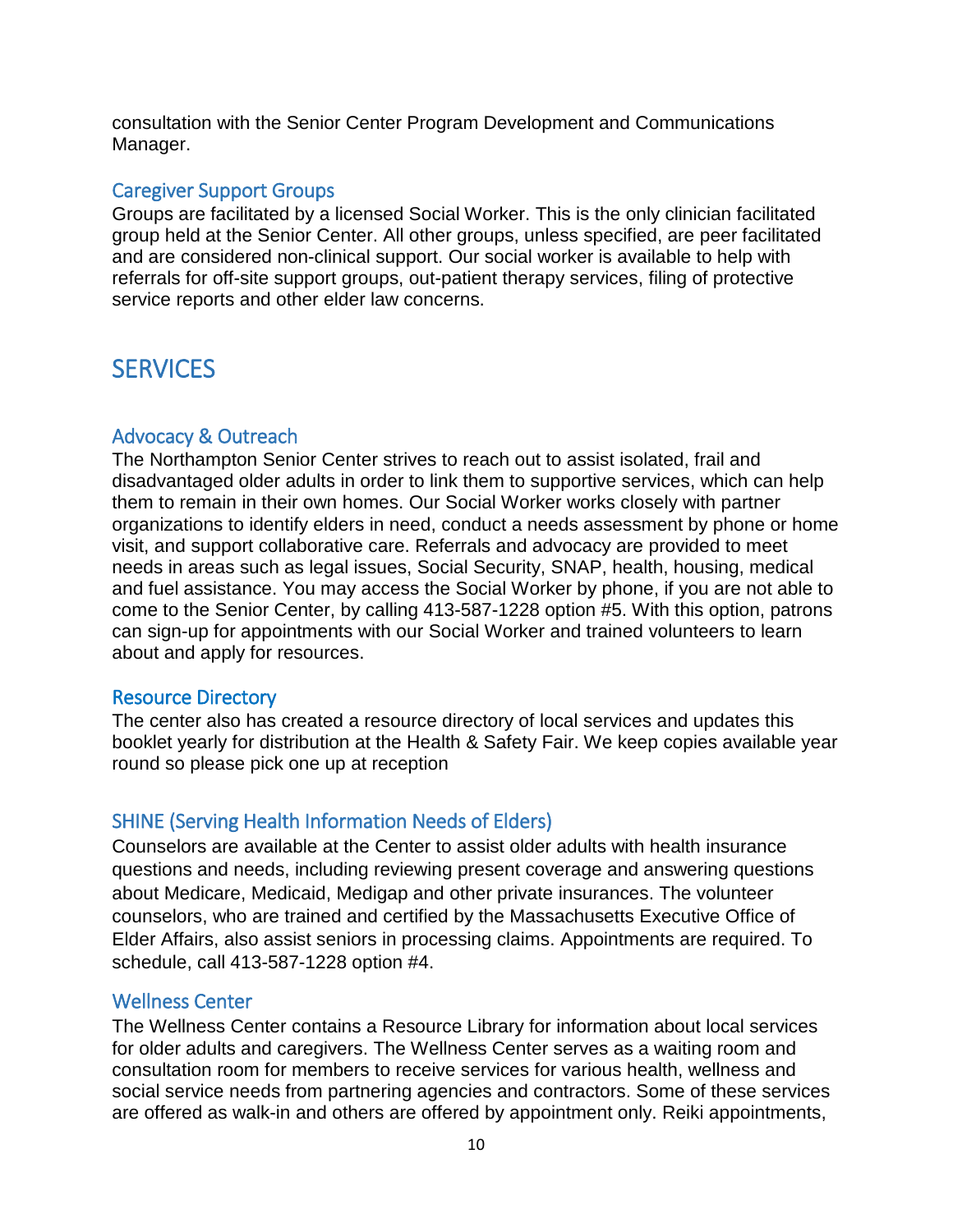consultation with the Senior Center Program Development and Communications Manager.

### Caregiver Support Groups

Groups are facilitated by a licensed Social Worker. This is the only clinician facilitated group held at the Senior Center. All other groups, unless specified, are peer facilitated and are considered non-clinical support. Our social worker is available to help with referrals for off-site support groups, out-patient therapy services, filing of protective service reports and other elder law concerns.

## SERVICES

### Advocacy & Outreach

The Northampton Senior Center strives to reach out to assist isolated, frail and disadvantaged older adults in order to link them to supportive services, which can help them to remain in their own homes. Our Social Worker works closely with partner organizations to identify elders in need, conduct a needs assessment by phone or home visit, and support collaborative care. Referrals and advocacy are provided to meet needs in areas such as legal issues, Social Security, SNAP, health, housing, medical and fuel assistance. You may access the Social Worker by phone, if you are not able to come to the Senior Center, by calling 413-587-1228 option #5. With this option, patrons can sign-up for appointments with our Social Worker and trained volunteers to learn about and apply for resources.

### Resource Directory

The center also has created a resource directory of local services and updates this booklet yearly for distribution at the Health & Safety Fair. We keep copies available year round so please pick one up at reception

### SHINE (Serving Health Information Needs of Elders)

Counselors are available at the Center to assist older adults with health insurance questions and needs, including reviewing present coverage and answering questions about Medicare, Medicaid, Medigap and other private insurances. The volunteer counselors, who are trained and certified by the Massachusetts Executive Office of Elder Affairs, also assist seniors in processing claims. Appointments are required. To schedule, call 413-587-1228 option #4.

### Wellness Center

The Wellness Center contains a Resource Library for information about local services for older adults and caregivers. The Wellness Center serves as a waiting room and consultation room for members to receive services for various health, wellness and social service needs from partnering agencies and contractors. Some of these services are offered as walk-in and others are offered by appointment only. Reiki appointments,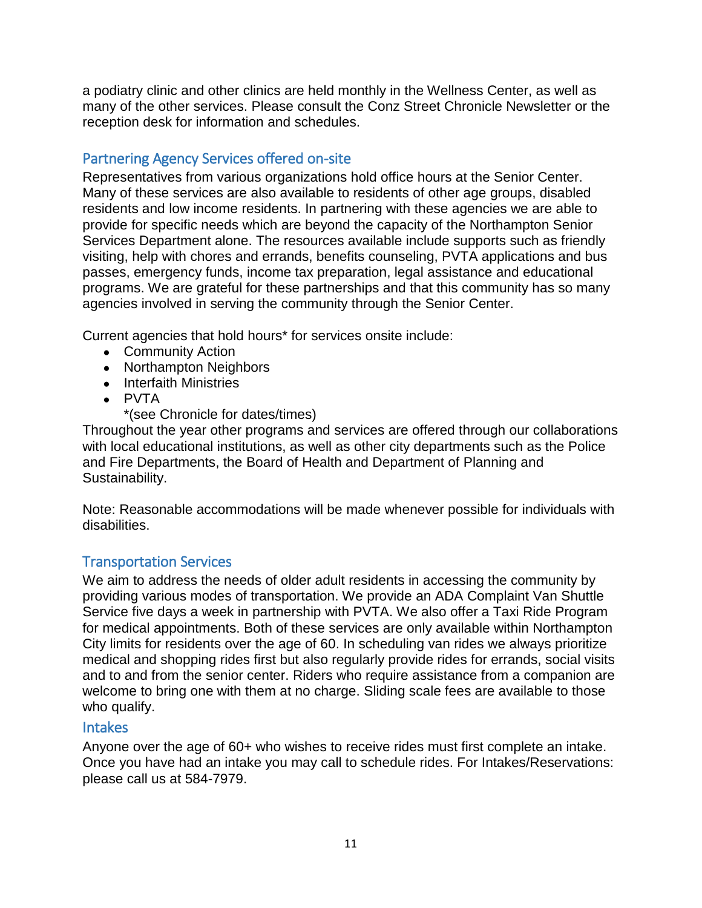a podiatry clinic and other clinics are held monthly in the Wellness Center, as well as many of the other services. Please consult the Conz Street Chronicle Newsletter or the reception desk for information and schedules.

## Partnering Agency Services offered on-site

Representatives from various organizations hold office hours at the Senior Center. Many of these services are also available to residents of other age groups, disabled residents and low income residents. In partnering with these agencies we are able to provide for specific needs which are beyond the capacity of the Northampton Senior Services Department alone. The resources available include supports such as friendly visiting, help with chores and errands, benefits counseling, PVTA applications and bus passes, emergency funds, income tax preparation, legal assistance and educational programs. We are grateful for these partnerships and that this community has so many agencies involved in serving the community through the Senior Center.

Current agencies that hold hours* for services onsite include:

- Community Action
- Northampton Neighbors
- Interfaith Ministries
- PVTA

  *(see Chronicle for dates/times)

Throughout the year other programs and services are offered through our collaborations with local educational institutions, as well as other city departments such as the Police and Fire Departments, the Board of Health and Department of Planning and Sustainability.

Note: Reasonable accommodations will be made whenever possible for individuals with disabilities.

## Transportation Services

We aim to address the needs of older adult residents in accessing the community by providing various modes of transportation. We provide an ADA Complaint Van Shuttle Service five days a week in partnership with PVTA. We also offer a Taxi Ride Program for medical appointments. Both of these services are only available within Northampton City limits for residents over the age of 60. In scheduling van rides we always prioritize medical and shopping rides first but also regularly provide rides for errands, social visits and to and from the senior center. Riders who require assistance from a companion are welcome to bring one with them at no charge. Sliding scale fees are available to those who qualify.

## Intakes

Anyone over the age of 60+ who wishes to receive rides must first complete an intake. Once you have had an intake you may call to schedule rides. For Intakes/Reservations: please call us at 584-7979.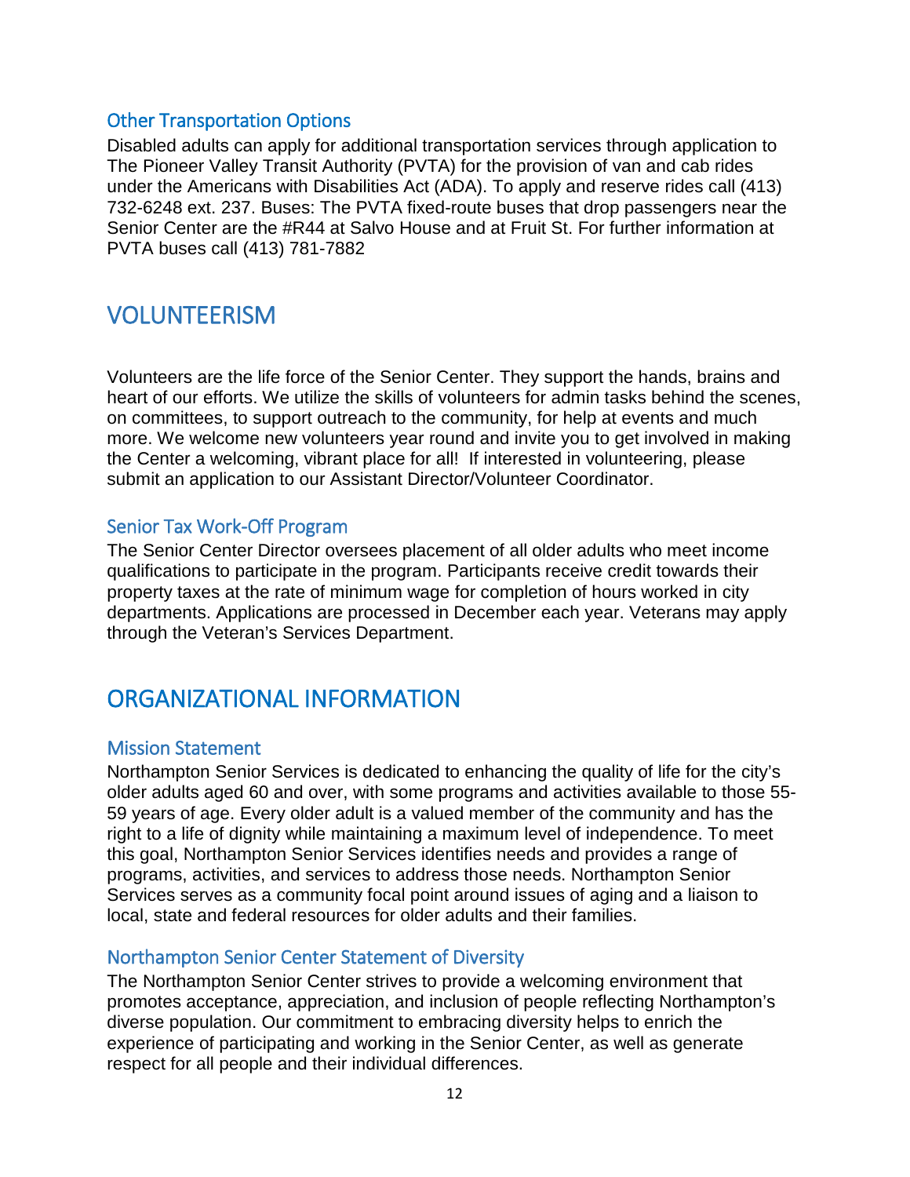### Other Transportation Options

Disabled adults can apply for additional transportation services through application to The Pioneer Valley Transit Authority (PVTA) for the provision of van and cab rides under the Americans with Disabilities Act (ADA). To apply and reserve rides call (413) 732-6248 ext. 237. Buses: The PVTA fixed-route buses that drop passengers near the Senior Center are the #R44 at Salvo House and at Fruit St. For further information at PVTA buses call (413) 781-7882

## VOLUNTEERISM

Volunteers are the life force of the Senior Center. They support the hands, brains and heart of our efforts. We utilize the skills of volunteers for admin tasks behind the scenes, on committees, to support outreach to the community, for help at events and much more. We welcome new volunteers year round and invite you to get involved in making the Center a welcoming, vibrant place for all! If interested in volunteering, please submit an application to our Assistant Director/Volunteer Coordinator.

### Senior Tax Work-Off Program

The Senior Center Director oversees placement of all older adults who meet income qualifications to participate in the program. Participants receive credit towards their property taxes at the rate of minimum wage for completion of hours worked in city departments. Applications are processed in December each year. Veterans may apply through the Veteran's Services Department.

## ORGANIZATIONAL INFORMATION

### Mission Statement

Northampton Senior Services is dedicated to enhancing the quality of life for the city's older adults aged 60 and over, with some programs and activities available to those 55-59 years of age. Every older adult is a valued member of the community and has the right to a life of dignity while maintaining a maximum level of independence. To meet this goal, Northampton Senior Services identifies needs and provides a range of programs, activities, and services to address those needs. Northampton Senior Services serves as a community focal point around issues of aging and a liaison to local, state and federal resources for older adults and their families.

### Northampton Senior Center Statement of Diversity

The Northampton Senior Center strives to provide a welcoming environment that promotes acceptance, appreciation, and inclusion of people reflecting Northampton's diverse population. Our commitment to embracing diversity helps to enrich the experience of participating and working in the Senior Center, as well as generate respect for all people and their individual differences.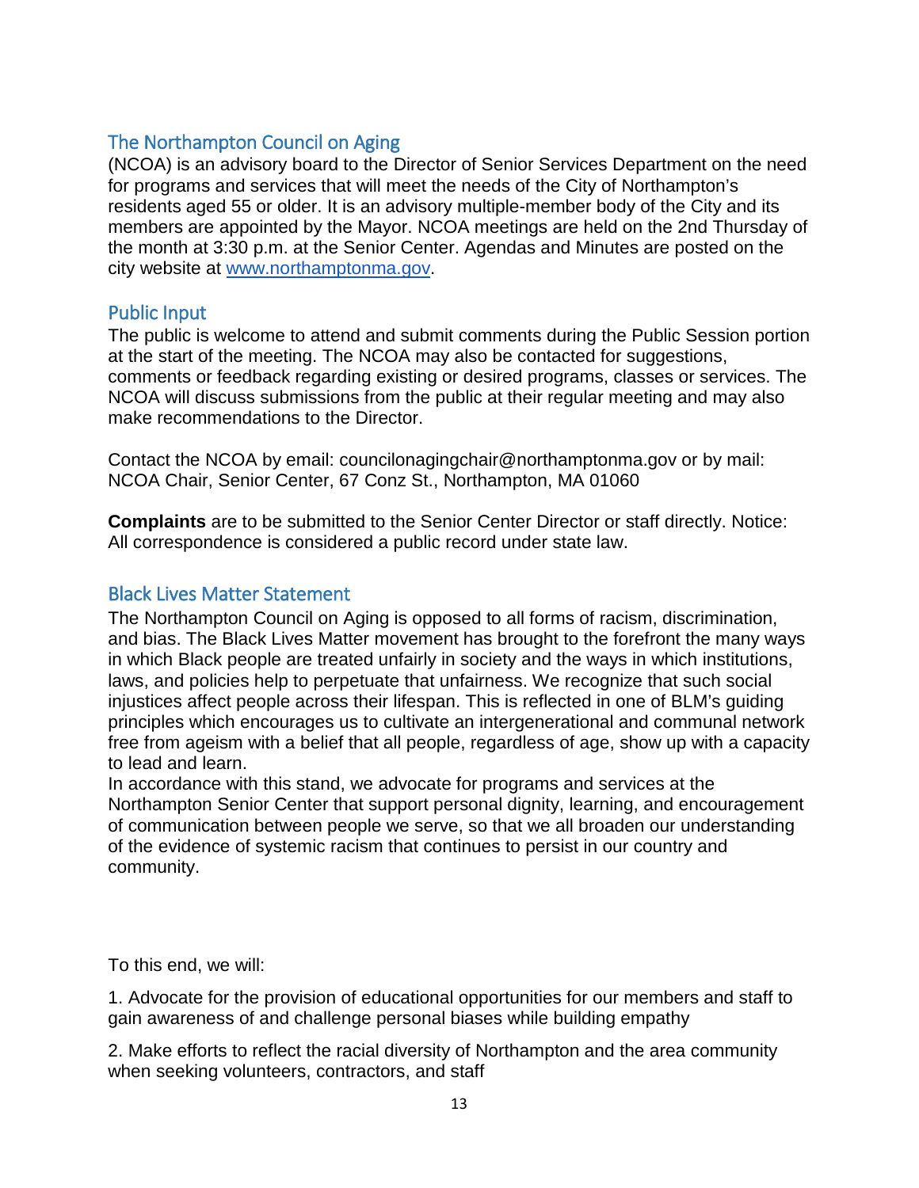## The Northampton Council on Aging

(NCOA) is an advisory board to the Director of Senior Services Department on the need for programs and services that will meet the needs of the City of Northampton's residents aged 55 or older. It is an advisory multiple-member body of the City and its members are appointed by the Mayor. NCOA meetings are held on the 2nd Thursday of the month at 3:30 p.m. at the Senior Center. Agendas and Minutes are posted on the city website at www.northamptonma.gov.

## Public Input

The public is welcome to attend and submit comments during the Public Session portion at the start of the meeting. The NCOA may also be contacted for suggestions, comments or feedback regarding existing or desired programs, classes or services. The NCOA will discuss submissions from the public at their regular meeting and may also make recommendations to the Director.

Contact the NCOA by email: councilonagingchair@northamptonma.gov or by mail: NCOA Chair, Senior Center, 67 Conz St., Northampton, MA 01060

**Complaints** are to be submitted to the Senior Center Director or staff directly. Notice: All correspondence is considered a public record under state law.

## Black Lives Matter Statement

The Northampton Council on Aging is opposed to all forms of racism, discrimination, and bias. The Black Lives Matter movement has brought to the forefront the many ways in which Black people are treated unfairly in society and the ways in which institutions, laws, and policies help to perpetuate that unfairness. We recognize that such social injustices affect people across their lifespan. This is reflected in one of BLM's guiding principles which encourages us to cultivate an intergenerational and communal network free from ageism with a belief that all people, regardless of age, show up with a capacity to lead and learn.

In accordance with this stand, we advocate for programs and services at the Northampton Senior Center that support personal dignity, learning, and encouragement of communication between people we serve, so that we all broaden our understanding of the evidence of systemic racism that continues to persist in our country and community.

To this end, we will:

1. Advocate for the provision of educational opportunities for our members and staff to gain awareness of and challenge personal biases while building empathy

2. Make efforts to reflect the racial diversity of Northampton and the area community when seeking volunteers, contractors, and staff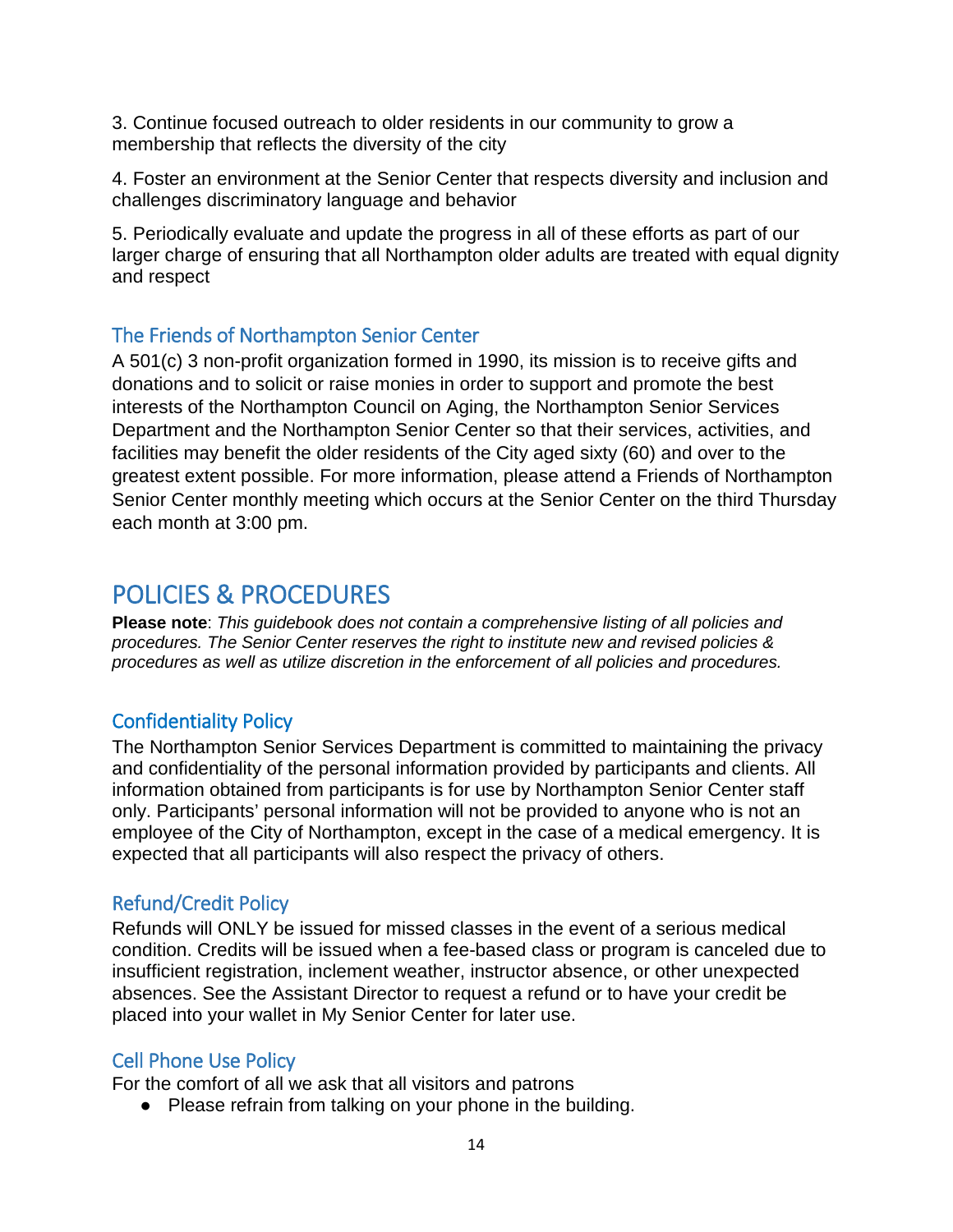3. Continue focused outreach to older residents in our community to grow a membership that reflects the diversity of the city

4. Foster an environment at the Senior Center that respects diversity and inclusion and challenges discriminatory language and behavior

5. Periodically evaluate and update the progress in all of these efforts as part of our larger charge of ensuring that all Northampton older adults are treated with equal dignity and respect

### The Friends of Northampton Senior Center

A 501(c) 3 non-profit organization formed in 1990, its mission is to receive gifts and donations and to solicit or raise monies in order to support and promote the best interests of the Northampton Council on Aging, the Northampton Senior Services Department and the Northampton Senior Center so that their services, activities, and facilities may benefit the older residents of the City aged sixty (60) and over to the greatest extent possible. For more information, please attend a Friends of Northampton Senior Center monthly meeting which occurs at the Senior Center on the third Thursday each month at 3:00 pm.

## POLICIES & PROCEDURES

**Please note**: *This guidebook does not contain a comprehensive listing of all policies and procedures. The Senior Center reserves the right to institute new and revised policies & procedures as well as utilize discretion in the enforcement of all policies and procedures.*

### Confidentiality Policy

The Northampton Senior Services Department is committed to maintaining the privacy and confidentiality of the personal information provided by participants and clients. All information obtained from participants is for use by Northampton Senior Center staff only. Participants' personal information will not be provided to anyone who is not an employee of the City of Northampton, except in the case of a medical emergency. It is expected that all participants will also respect the privacy of others.

### Refund/Credit Policy

Refunds will ONLY be issued for missed classes in the event of a serious medical condition. Credits will be issued when a fee-based class or program is canceled due to insufficient registration, inclement weather, instructor absence, or other unexpected absences. See the Assistant Director to request a refund or to have your credit be placed into your wallet in My Senior Center for later use.

### Cell Phone Use Policy

For the comfort of all we ask that all visitors and patrons

- Please refrain from talking on your phone in the building.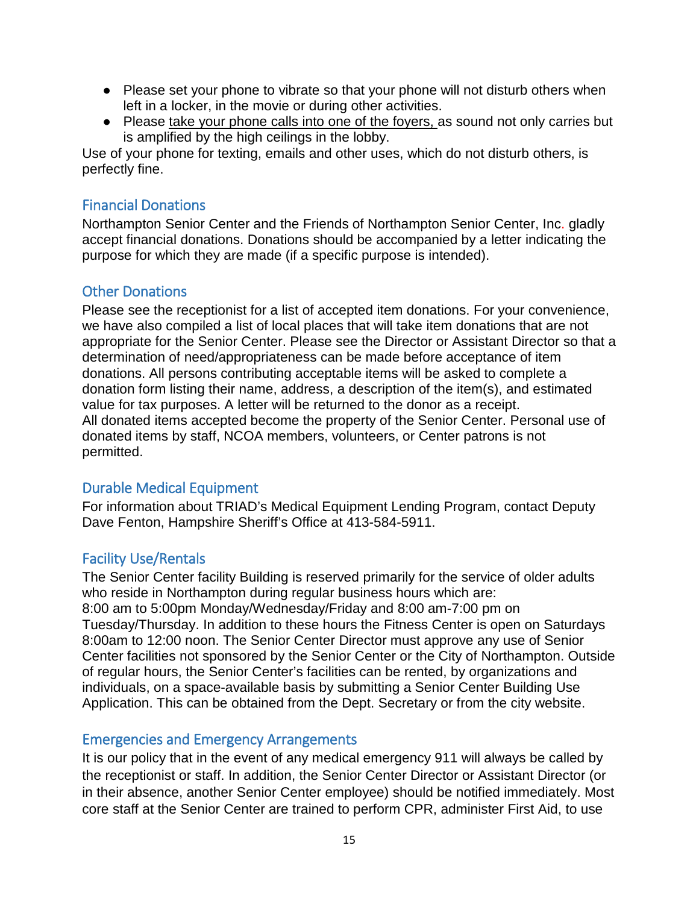- Please set your phone to vibrate so that your phone will not disturb others when left in a locker, in the movie or during other activities.
- Please <u>take your phone calls into one of the foyers,</u> as sound not only carries but is amplified by the high ceilings in the lobby.

Use of your phone for texting, emails and other uses, which do not disturb others, is perfectly fine.

## Financial Donations

Northampton Senior Center and the Friends of Northampton Senior Center, Inc. gladly accept financial donations. Donations should be accompanied by a letter indicating the purpose for which they are made (if a specific purpose is intended).

## Other Donations

Please see the receptionist for a list of accepted item donations. For your convenience, we have also compiled a list of local places that will take item donations that are not appropriate for the Senior Center. Please see the Director or Assistant Director so that a determination of need/appropriateness can be made before acceptance of item donations. All persons contributing acceptable items will be asked to complete a donation form listing their name, address, a description of the item(s), and estimated value for tax purposes. A letter will be returned to the donor as a receipt.
All donated items accepted become the property of the Senior Center. Personal use of donated items by staff, NCOA members, volunteers, or Center patrons is not permitted.

## Durable Medical Equipment

For information about TRIAD's Medical Equipment Lending Program, contact Deputy Dave Fenton, Hampshire Sheriff's Office at 413-584-5911.

## Facility Use/Rentals

The Senior Center facility Building is reserved primarily for the service of older adults who reside in Northampton during regular business hours which are:
8:00 am to 5:00pm Monday/Wednesday/Friday and 8:00 am-7:00 pm on Tuesday/Thursday. In addition to these hours the Fitness Center is open on Saturdays 8:00am to 12:00 noon. The Senior Center Director must approve any use of Senior Center facilities not sponsored by the Senior Center or the City of Northampton. Outside of regular hours, the Senior Center's facilities can be rented, by organizations and individuals, on a space-available basis by submitting a Senior Center Building Use Application. This can be obtained from the Dept. Secretary or from the city website.

## Emergencies and Emergency Arrangements

It is our policy that in the event of any medical emergency 911 will always be called by the receptionist or staff. In addition, the Senior Center Director or Assistant Director (or in their absence, another Senior Center employee) should be notified immediately. Most core staff at the Senior Center are trained to perform CPR, administer First Aid, to use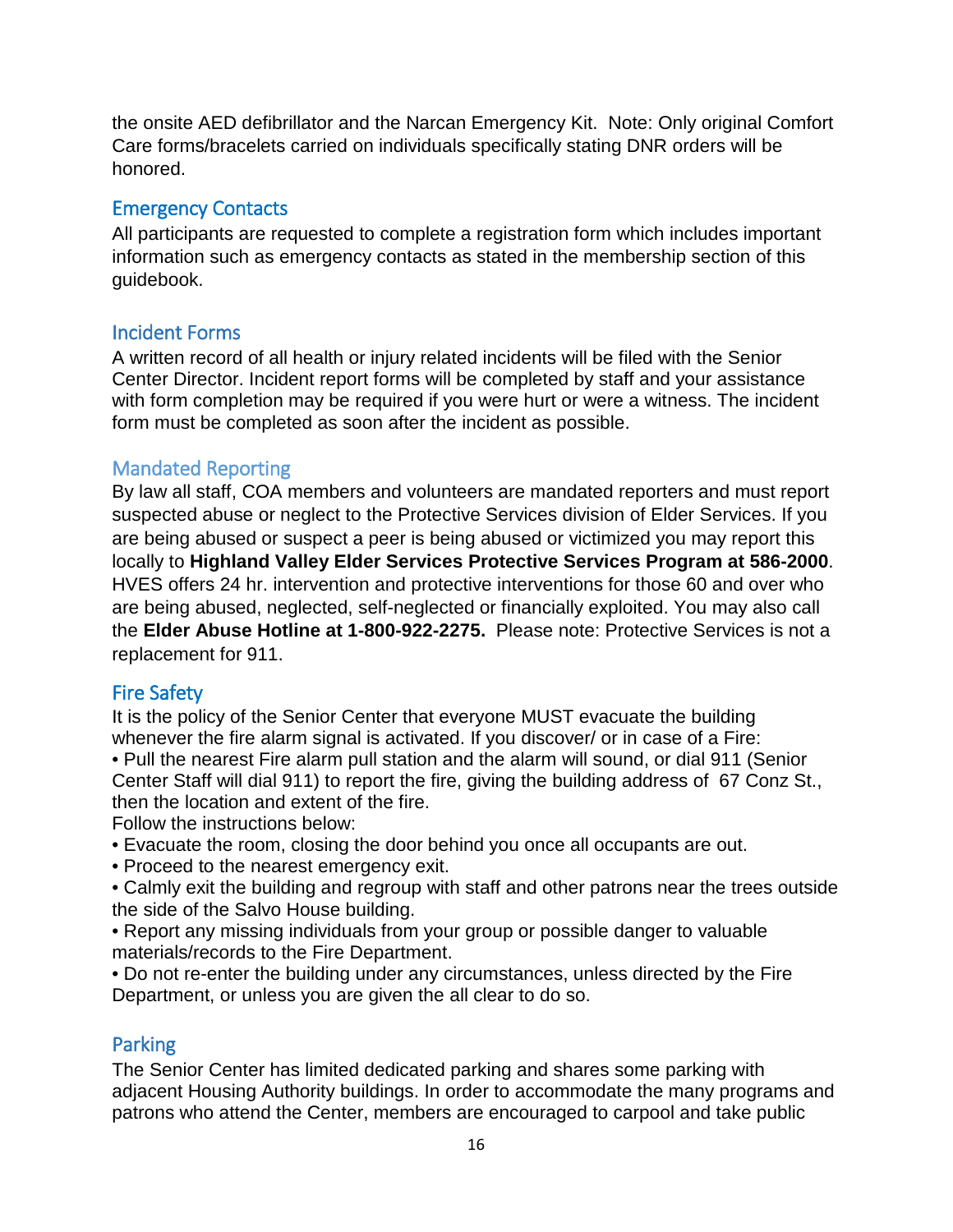the onsite AED defibrillator and the Narcan Emergency Kit. Note: Only original Comfort Care forms/bracelets carried on individuals specifically stating DNR orders will be honored.

## Emergency Contacts

All participants are requested to complete a registration form which includes important information such as emergency contacts as stated in the membership section of this guidebook.

## Incident Forms

A written record of all health or injury related incidents will be filed with the Senior Center Director. Incident report forms will be completed by staff and your assistance with form completion may be required if you were hurt or were a witness. The incident form must be completed as soon after the incident as possible.

## Mandated Reporting

By law all staff, COA members and volunteers are mandated reporters and must report suspected abuse or neglect to the Protective Services division of Elder Services. If you are being abused or suspect a peer is being abused or victimized you may report this locally to **Highland Valley Elder Services Protective Services Program at 586-2000**. HVES offers 24 hr. intervention and protective interventions for those 60 and over who are being abused, neglected, self-neglected or financially exploited. You may also call the **Elder Abuse Hotline at 1-800-922-2275.** Please note: Protective Services is not a replacement for 911.

## Fire Safety

It is the policy of the Senior Center that everyone MUST evacuate the building whenever the fire alarm signal is activated. If you discover/ or in case of a Fire:

- Pull the nearest Fire alarm pull station and the alarm will sound, or dial 911 (Senior Center Staff will dial 911) to report the fire, giving the building address of 67 Conz St., then the location and extent of the fire.

Follow the instructions below:

- Evacuate the room, closing the door behind you once all occupants are out.
- Proceed to the nearest emergency exit.
- Calmly exit the building and regroup with staff and other patrons near the trees outside the side of the Salvo House building.
- Report any missing individuals from your group or possible danger to valuable materials/records to the Fire Department.
- Do not re-enter the building under any circumstances, unless directed by the Fire Department, or unless you are given the all clear to do so.

## Parking

The Senior Center has limited dedicated parking and shares some parking with adjacent Housing Authority buildings. In order to accommodate the many programs and patrons who attend the Center, members are encouraged to carpool and take public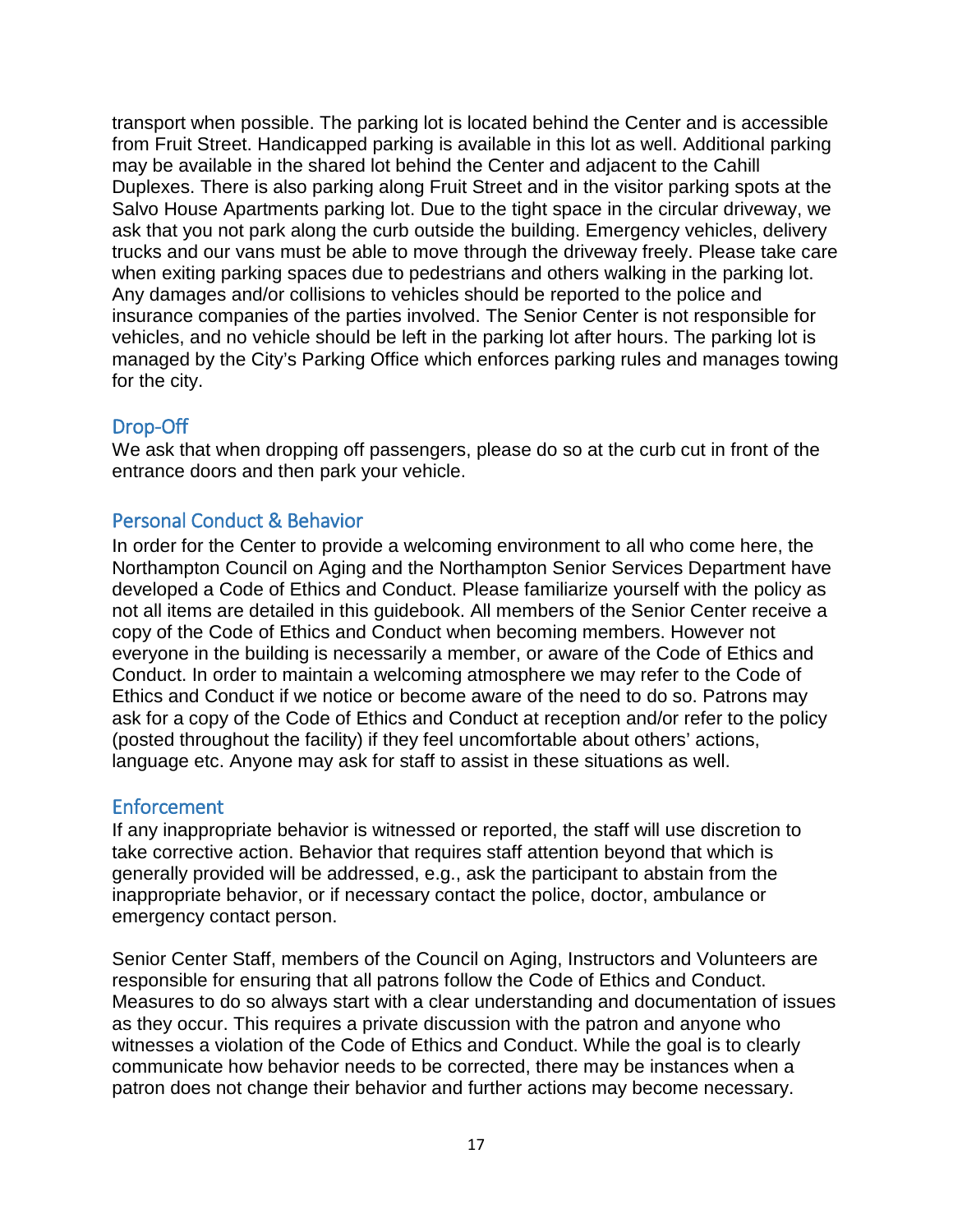transport when possible. The parking lot is located behind the Center and is accessible from Fruit Street. Handicapped parking is available in this lot as well. Additional parking may be available in the shared lot behind the Center and adjacent to the Cahill Duplexes. There is also parking along Fruit Street and in the visitor parking spots at the Salvo House Apartments parking lot. Due to the tight space in the circular driveway, we ask that you not park along the curb outside the building. Emergency vehicles, delivery trucks and our vans must be able to move through the driveway freely. Please take care when exiting parking spaces due to pedestrians and others walking in the parking lot. Any damages and/or collisions to vehicles should be reported to the police and insurance companies of the parties involved. The Senior Center is not responsible for vehicles, and no vehicle should be left in the parking lot after hours. The parking lot is managed by the City's Parking Office which enforces parking rules and manages towing for the city.

## Drop-Off

We ask that when dropping off passengers, please do so at the curb cut in front of the entrance doors and then park your vehicle.

## Personal Conduct & Behavior

In order for the Center to provide a welcoming environment to all who come here, the Northampton Council on Aging and the Northampton Senior Services Department have developed a Code of Ethics and Conduct. Please familiarize yourself with the policy as not all items are detailed in this guidebook. All members of the Senior Center receive a copy of the Code of Ethics and Conduct when becoming members. However not everyone in the building is necessarily a member, or aware of the Code of Ethics and Conduct. In order to maintain a welcoming atmosphere we may refer to the Code of Ethics and Conduct if we notice or become aware of the need to do so. Patrons may ask for a copy of the Code of Ethics and Conduct at reception and/or refer to the policy (posted throughout the facility) if they feel uncomfortable about others' actions, language etc. Anyone may ask for staff to assist in these situations as well.

## Enforcement

If any inappropriate behavior is witnessed or reported, the staff will use discretion to take corrective action. Behavior that requires staff attention beyond that which is generally provided will be addressed, e.g., ask the participant to abstain from the inappropriate behavior, or if necessary contact the police, doctor, ambulance or emergency contact person.

Senior Center Staff, members of the Council on Aging, Instructors and Volunteers are responsible for ensuring that all patrons follow the Code of Ethics and Conduct. Measures to do so always start with a clear understanding and documentation of issues as they occur. This requires a private discussion with the patron and anyone who witnesses a violation of the Code of Ethics and Conduct. While the goal is to clearly communicate how behavior needs to be corrected, there may be instances when a patron does not change their behavior and further actions may become necessary.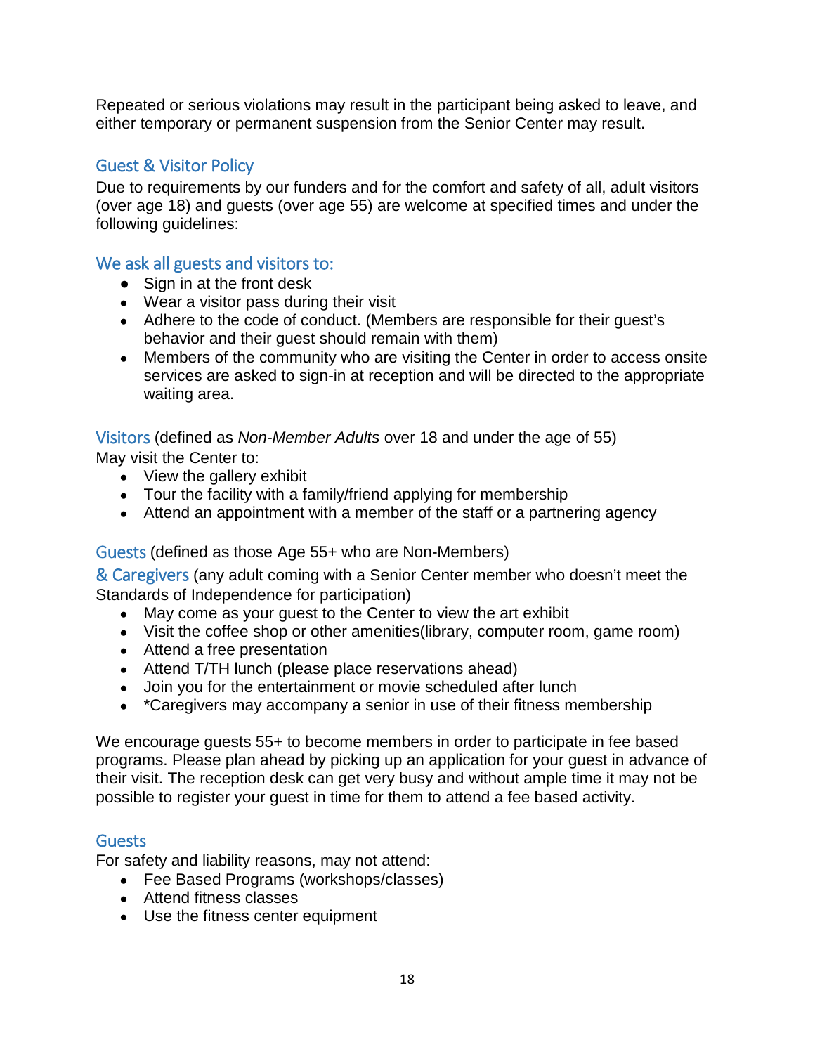Repeated or serious violations may result in the participant being asked to leave, and either temporary or permanent suspension from the Senior Center may result.

## Guest & Visitor Policy

Due to requirements by our funders and for the comfort and safety of all, adult visitors (over age 18) and guests (over age 55) are welcome at specified times and under the following guidelines:

## We ask all guests and visitors to:

- Sign in at the front desk
- Wear a visitor pass during their visit
- Adhere to the code of conduct. (Members are responsible for their guest's behavior and their guest should remain with them)
- Members of the community who are visiting the Center in order to access onsite services are asked to sign-in at reception and will be directed to the appropriate waiting area.

**Visitors** (defined as *Non-Member Adults* over 18 and under the age of 55)
May visit the Center to:

- View the gallery exhibit
- Tour the facility with a family/friend applying for membership
- Attend an appointment with a member of the staff or a partnering agency

**Guests** (defined as those Age 55+ who are Non-Members)
**& Caregivers** (any adult coming with a Senior Center member who doesn't meet the Standards of Independence for participation)

- May come as your guest to the Center to view the art exhibit
- Visit the coffee shop or other amenities(library, computer room, game room)
- Attend a free presentation
- Attend T/TH lunch (please place reservations ahead)
- Join you for the entertainment or movie scheduled after lunch
- *Caregivers may accompany a senior in use of their fitness membership

We encourage guests 55+ to become members in order to participate in fee based programs. Please plan ahead by picking up an application for your guest in advance of their visit. The reception desk can get very busy and without ample time it may not be possible to register your guest in time for them to attend a fee based activity.

## Guests

For safety and liability reasons, may not attend:

- Fee Based Programs (workshops/classes)
- Attend fitness classes
- Use the fitness center equipment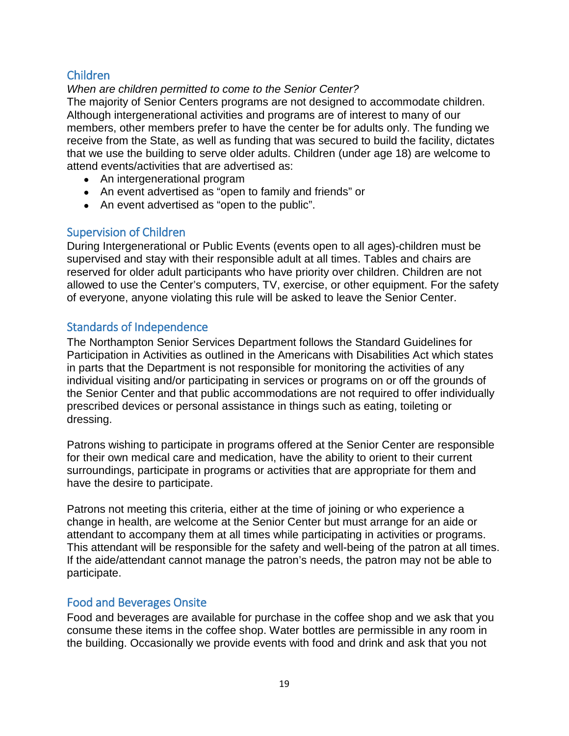## Children

*When are children permitted to come to the Senior Center?*

The majority of Senior Centers programs are not designed to accommodate children. Although intergenerational activities and programs are of interest to many of our members, other members prefer to have the center be for adults only. The funding we receive from the State, as well as funding that was secured to build the facility, dictates that we use the building to serve older adults. Children (under age 18) are welcome to attend events/activities that are advertised as:

- An intergenerational program
- An event advertised as "open to family and friends" or
- An event advertised as "open to the public".

## Supervision of Children

During Intergenerational or Public Events (events open to all ages)-children must be supervised and stay with their responsible adult at all times. Tables and chairs are reserved for older adult participants who have priority over children. Children are not allowed to use the Center's computers, TV, exercise, or other equipment. For the safety of everyone, anyone violating this rule will be asked to leave the Senior Center.

## Standards of Independence

The Northampton Senior Services Department follows the Standard Guidelines for Participation in Activities as outlined in the Americans with Disabilities Act which states in parts that the Department is not responsible for monitoring the activities of any individual visiting and/or participating in services or programs on or off the grounds of the Senior Center and that public accommodations are not required to offer individually prescribed devices or personal assistance in things such as eating, toileting or dressing.

Patrons wishing to participate in programs offered at the Senior Center are responsible for their own medical care and medication, have the ability to orient to their current surroundings, participate in programs or activities that are appropriate for them and have the desire to participate.

Patrons not meeting this criteria, either at the time of joining or who experience a change in health, are welcome at the Senior Center but must arrange for an aide or attendant to accompany them at all times while participating in activities or programs. This attendant will be responsible for the safety and well-being of the patron at all times. If the aide/attendant cannot manage the patron's needs, the patron may not be able to participate.

## Food and Beverages Onsite

Food and beverages are available for purchase in the coffee shop and we ask that you consume these items in the coffee shop. Water bottles are permissible in any room in the building. Occasionally we provide events with food and drink and ask that you not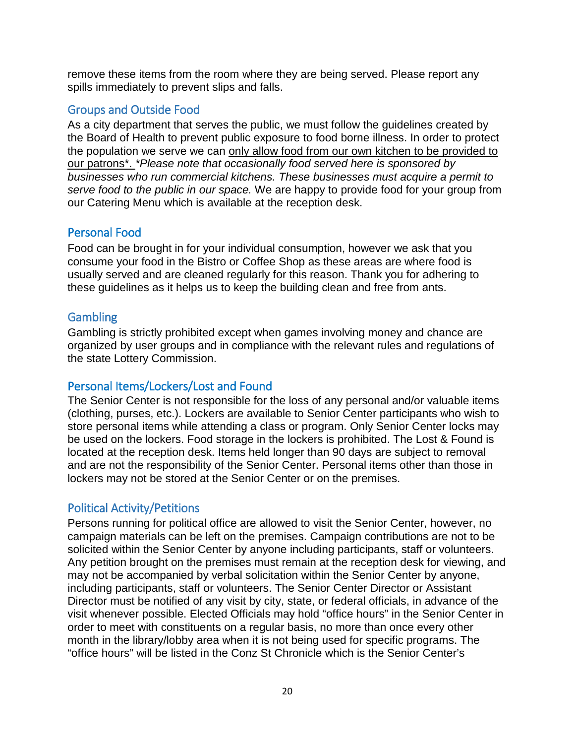remove these items from the room where they are being served. Please report any spills immediately to prevent slips and falls.

## Groups and Outside Food

As a city department that serves the public, we must follow the guidelines created by the Board of Health to prevent public exposure to food borne illness. In order to protect the population we serve we can <u>only allow food from our own kitchen to be provided to our patrons*.</u> *\*Please note that occasionally food served here is sponsored by businesses who run commercial kitchens. These businesses must acquire a permit to serve food to the public in our space.* We are happy to provide food for your group from our Catering Menu which is available at the reception desk.

## Personal Food

Food can be brought in for your individual consumption, however we ask that you consume your food in the Bistro or Coffee Shop as these areas are where food is usually served and are cleaned regularly for this reason. Thank you for adhering to these guidelines as it helps us to keep the building clean and free from ants.

## Gambling

Gambling is strictly prohibited except when games involving money and chance are organized by user groups and in compliance with the relevant rules and regulations of the state Lottery Commission.

## Personal Items/Lockers/Lost and Found

The Senior Center is not responsible for the loss of any personal and/or valuable items (clothing, purses, etc.). Lockers are available to Senior Center participants who wish to store personal items while attending a class or program. Only Senior Center locks may be used on the lockers. Food storage in the lockers is prohibited. The Lost & Found is located at the reception desk. Items held longer than 90 days are subject to removal and are not the responsibility of the Senior Center. Personal items other than those in lockers may not be stored at the Senior Center or on the premises.

## Political Activity/Petitions

Persons running for political office are allowed to visit the Senior Center, however, no campaign materials can be left on the premises. Campaign contributions are not to be solicited within the Senior Center by anyone including participants, staff or volunteers. Any petition brought on the premises must remain at the reception desk for viewing, and may not be accompanied by verbal solicitation within the Senior Center by anyone, including participants, staff or volunteers. The Senior Center Director or Assistant Director must be notified of any visit by city, state, or federal officials, in advance of the visit whenever possible. Elected Officials may hold "office hours" in the Senior Center in order to meet with constituents on a regular basis, no more than once every other month in the library/lobby area when it is not being used for specific programs. The "office hours" will be listed in the Conz St Chronicle which is the Senior Center's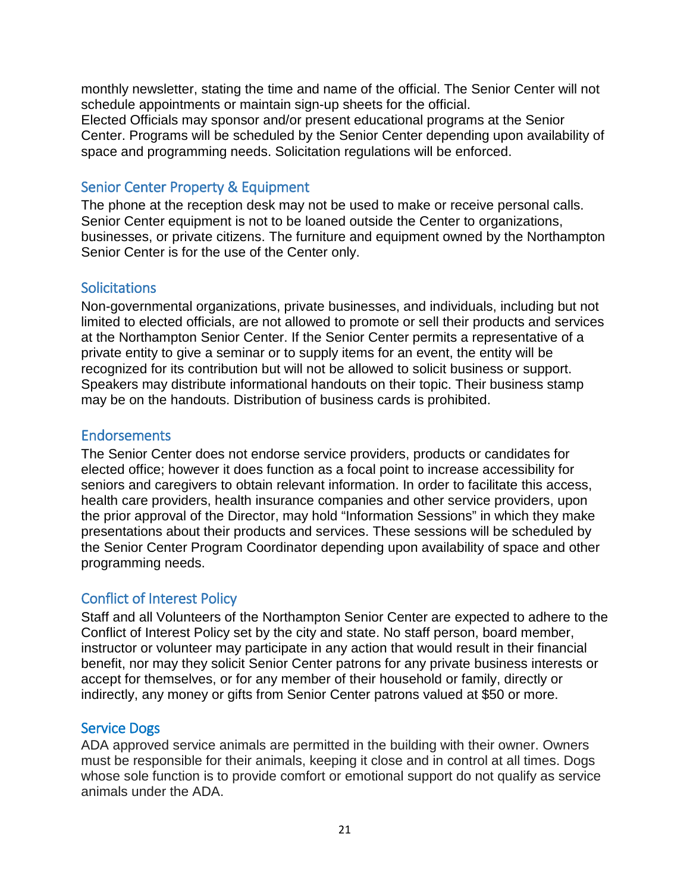monthly newsletter, stating the time and name of the official. The Senior Center will not schedule appointments or maintain sign-up sheets for the official.
Elected Officials may sponsor and/or present educational programs at the Senior Center. Programs will be scheduled by the Senior Center depending upon availability of space and programming needs. Solicitation regulations will be enforced.

## Senior Center Property & Equipment

The phone at the reception desk may not be used to make or receive personal calls. Senior Center equipment is not to be loaned outside the Center to organizations, businesses, or private citizens. The furniture and equipment owned by the Northampton Senior Center is for the use of the Center only.

## Solicitations

Non-governmental organizations, private businesses, and individuals, including but not limited to elected officials, are not allowed to promote or sell their products and services at the Northampton Senior Center. If the Senior Center permits a representative of a private entity to give a seminar or to supply items for an event, the entity will be recognized for its contribution but will not be allowed to solicit business or support. Speakers may distribute informational handouts on their topic. Their business stamp may be on the handouts. Distribution of business cards is prohibited.

## Endorsements

The Senior Center does not endorse service providers, products or candidates for elected office; however it does function as a focal point to increase accessibility for seniors and caregivers to obtain relevant information. In order to facilitate this access, health care providers, health insurance companies and other service providers, upon the prior approval of the Director, may hold "Information Sessions" in which they make presentations about their products and services. These sessions will be scheduled by the Senior Center Program Coordinator depending upon availability of space and other programming needs.

## Conflict of Interest Policy

Staff and all Volunteers of the Northampton Senior Center are expected to adhere to the Conflict of Interest Policy set by the city and state. No staff person, board member, instructor or volunteer may participate in any action that would result in their financial benefit, nor may they solicit Senior Center patrons for any private business interests or accept for themselves, or for any member of their household or family, directly or indirectly, any money or gifts from Senior Center patrons valued at $50 or more.

## Service Dogs

ADA approved service animals are permitted in the building with their owner. Owners must be responsible for their animals, keeping it close and in control at all times. Dogs whose sole function is to provide comfort or emotional support do not qualify as service animals under the ADA.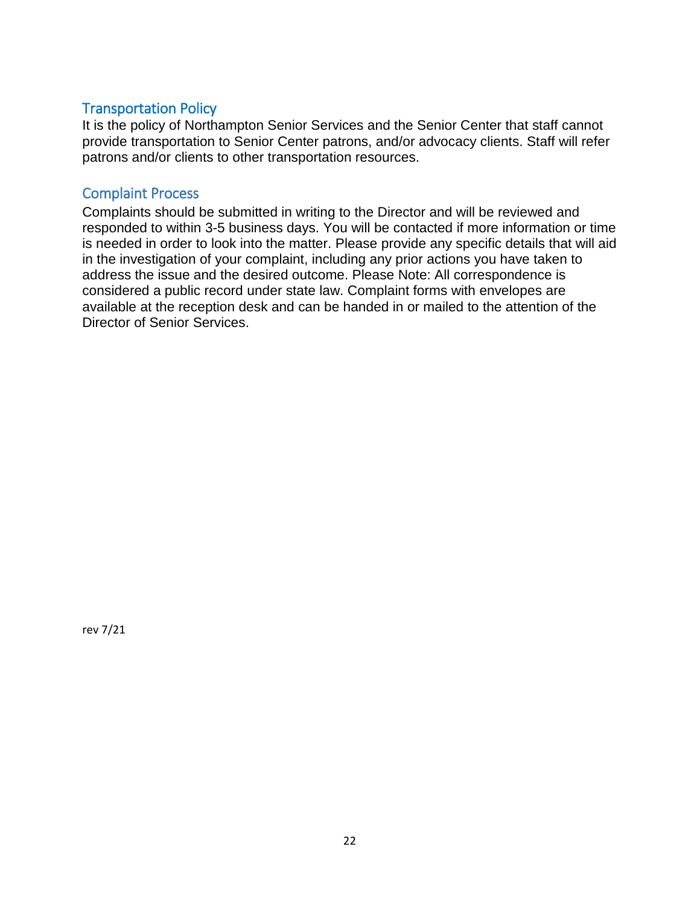## Transportation Policy

It is the policy of Northampton Senior Services and the Senior Center that staff cannot provide transportation to Senior Center patrons, and/or advocacy clients. Staff will refer patrons and/or clients to other transportation resources.

## Complaint Process

Complaints should be submitted in writing to the Director and will be reviewed and responded to within 3-5 business days. You will be contacted if more information or time is needed in order to look into the matter. Please provide any specific details that will aid in the investigation of your complaint, including any prior actions you have taken to address the issue and the desired outcome. Please Note: All correspondence is considered a public record under state law. Complaint forms with envelopes are available at the reception desk and can be handed in or mailed to the attention of the Director of Senior Services.

rev 7/21